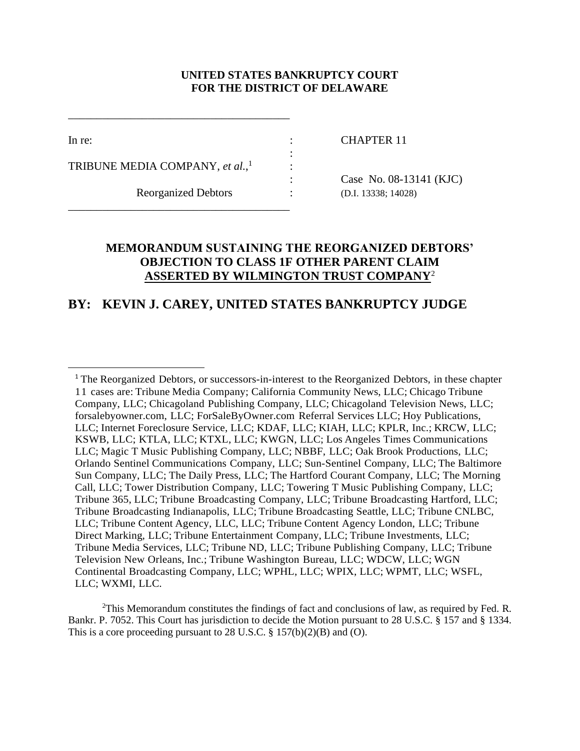**UNITED STATES BANKRUPTCY COURT**
**FOR THE DISTRICT OF DELAWARE**

| | | |
|---|---|---|
| In re: | : | CHAPTER 11 |
| | : | |
| TRIBUNE MEDIA COMPANY, *et al.*,[1] | : | |
| | : | Case No. 08-13141 (KJC) |
| Reorganized Debtors | : | (D.I. 13338; 14028) |

## MEMORANDUM SUSTAINING THE REORGANIZED DEBTORS' OBJECTION TO CLASS 1F OTHER PARENT CLAIM ASSERTED BY WILMINGTON TRUST COMPANY[2]

## BY: KEVIN J. CAREY, UNITED STATES BANKRUPTCY JUDGE

---

[1] The Reorganized Debtors, or successors-in-interest to the Reorganized Debtors, in these chapter 11 cases are: Tribune Media Company; California Community News, LLC; Chicago Tribune Company, LLC; Chicagoland Publishing Company, LLC; Chicagoland Television News, LLC; forsalebyowner.com, LLC; ForSaleByOwner.com Referral Services LLC; Hoy Publications, LLC; Internet Foreclosure Service, LLC; KDAF, LLC; KIAH, LLC; KPLR, Inc.; KRCW, LLC; KSWB, LLC; KTLA, LLC; KTXL, LLC; KWGN, LLC; Los Angeles Times Communications LLC; Magic T Music Publishing Company, LLC; NBBF, LLC; Oak Brook Productions, LLC; Orlando Sentinel Communications Company, LLC; Sun-Sentinel Company, LLC; The Baltimore Sun Company, LLC; The Daily Press, LLC; The Hartford Courant Company, LLC; The Morning Call, LLC; Tower Distribution Company, LLC; Towering T Music Publishing Company, LLC; Tribune 365, LLC; Tribune Broadcasting Company, LLC; Tribune Broadcasting Hartford, LLC; Tribune Broadcasting Indianapolis, LLC; Tribune Broadcasting Seattle, LLC; Tribune CNLBC, LLC; Tribune Content Agency, LLC, LLC; Tribune Content Agency London, LLC; Tribune Direct Marking, LLC; Tribune Entertainment Company, LLC; Tribune Investments, LLC; Tribune Media Services, LLC; Tribune ND, LLC; Tribune Publishing Company, LLC; Tribune Television New Orleans, Inc.; Tribune Washington Bureau, LLC; WDCW, LLC; WGN Continental Broadcasting Company, LLC; WPHL, LLC; WPIX, LLC; WPMT, LLC; WSFL, LLC; WXMI, LLC.

[2] This Memorandum constitutes the findings of fact and conclusions of law, as required by Fed. R. Bankr. P. 7052. This Court has jurisdiction to decide the Motion pursuant to 28 U.S.C. § 157 and § 1334. This is a core proceeding pursuant to 28 U.S.C. § 157(b)(2)(B) and (O).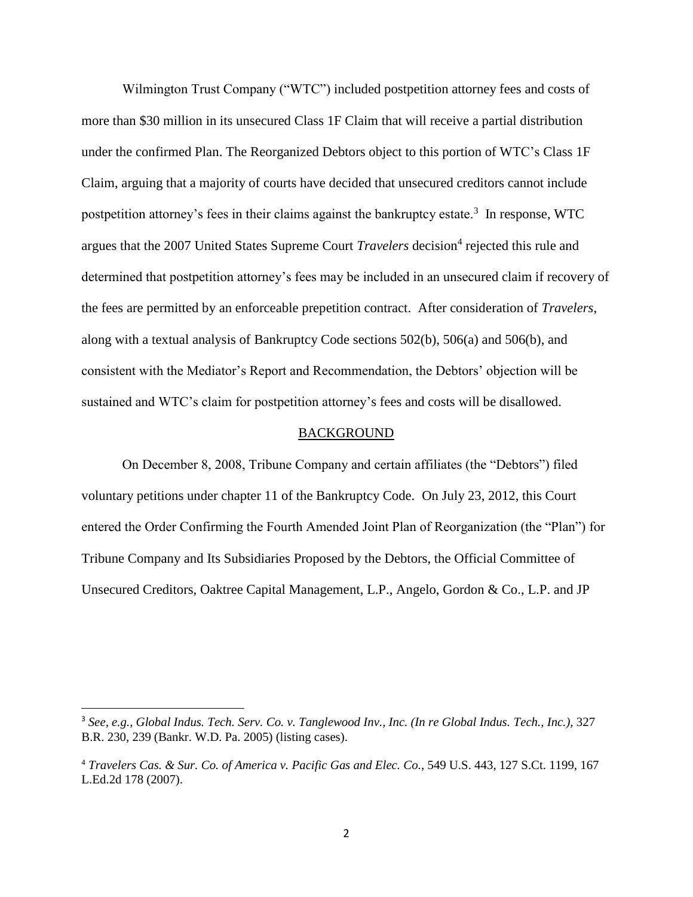Wilmington Trust Company ("WTC") included postpetition attorney fees and costs of more than $30 million in its unsecured Class 1F Claim that will receive a partial distribution under the confirmed Plan. The Reorganized Debtors object to this portion of WTC's Class 1F Claim, arguing that a majority of courts have decided that unsecured creditors cannot include postpetition attorney's fees in their claims against the bankruptcy estate.[3] In response, WTC argues that the 2007 United States Supreme Court *Travelers* decision[4] rejected this rule and determined that postpetition attorney's fees may be included in an unsecured claim if recovery of the fees are permitted by an enforceable prepetition contract. After consideration of *Travelers*, along with a textual analysis of Bankruptcy Code sections 502(b), 506(a) and 506(b), and consistent with the Mediator's Report and Recommendation, the Debtors' objection will be sustained and WTC's claim for postpetition attorney's fees and costs will be disallowed.

## BACKGROUND

On December 8, 2008, Tribune Company and certain affiliates (the "Debtors") filed voluntary petitions under chapter 11 of the Bankruptcy Code. On July 23, 2012, this Court entered the Order Confirming the Fourth Amended Joint Plan of Reorganization (the "Plan") for Tribune Company and Its Subsidiaries Proposed by the Debtors, the Official Committee of Unsecured Creditors, Oaktree Capital Management, L.P., Angelo, Gordon & Co., L.P. and JP

---

[3] *See, e.g., Global Indus. Tech. Serv. Co. v. Tanglewood Inv., Inc. (In re Global Indus. Tech., Inc.),* 327 B.R. 230, 239 (Bankr. W.D. Pa. 2005) (listing cases).

[4] *Travelers Cas. & Sur. Co. of America v. Pacific Gas and Elec. Co.*, 549 U.S. 443, 127 S.Ct. 1199, 167 L.Ed.2d 178 (2007).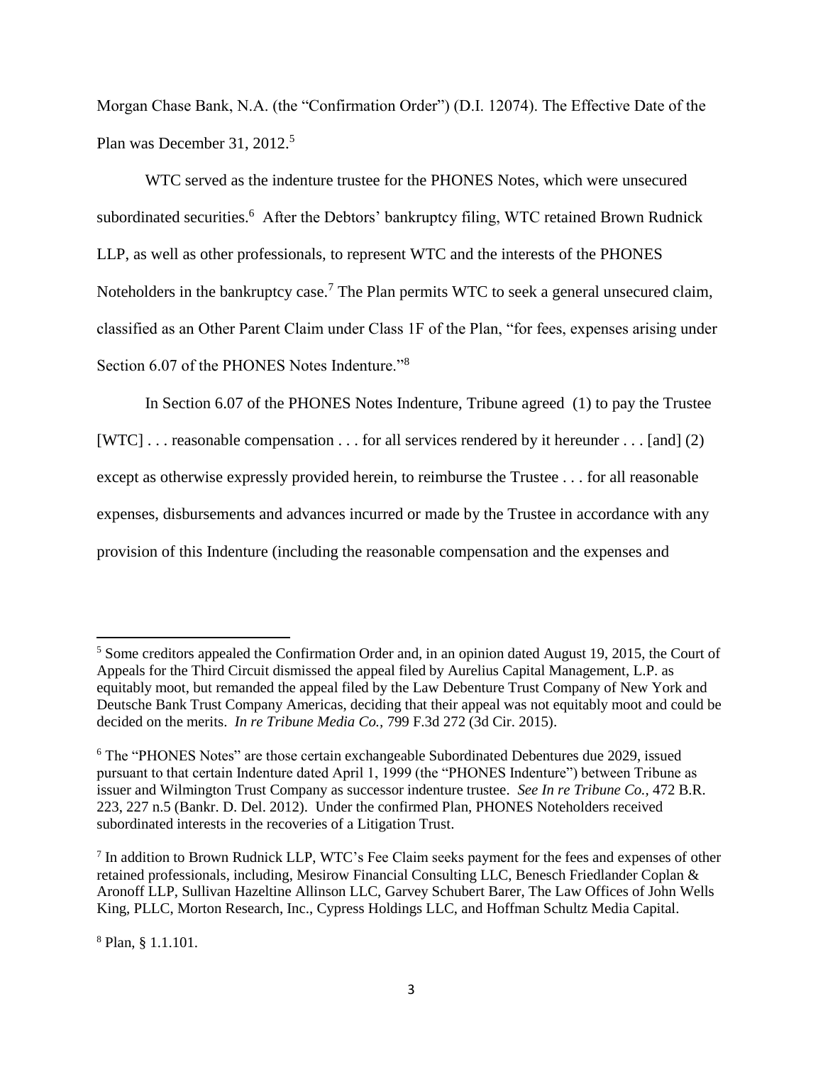Morgan Chase Bank, N.A. (the "Confirmation Order") (D.I. 12074). The Effective Date of the Plan was December 31, 2012.[5]

WTC served as the indenture trustee for the PHONES Notes, which were unsecured subordinated securities.[6] After the Debtors' bankruptcy filing, WTC retained Brown Rudnick LLP, as well as other professionals, to represent WTC and the interests of the PHONES Noteholders in the bankruptcy case.[7] The Plan permits WTC to seek a general unsecured claim, classified as an Other Parent Claim under Class 1F of the Plan, "for fees, expenses arising under Section 6.07 of the PHONES Notes Indenture."[8]

In Section 6.07 of the PHONES Notes Indenture, Tribune agreed (1) to pay the Trustee [WTC] . . . reasonable compensation . . . for all services rendered by it hereunder . . . [and] (2) except as otherwise expressly provided herein, to reimburse the Trustee . . . for all reasonable expenses, disbursements and advances incurred or made by the Trustee in accordance with any provision of this Indenture (including the reasonable compensation and the expenses and

---

[5] Some creditors appealed the Confirmation Order and, in an opinion dated August 19, 2015, the Court of Appeals for the Third Circuit dismissed the appeal filed by Aurelius Capital Management, L.P. as equitably moot, but remanded the appeal filed by the Law Debenture Trust Company of New York and Deutsche Bank Trust Company Americas, deciding that their appeal was not equitably moot and could be decided on the merits. *In re Tribune Media Co.*, 799 F.3d 272 (3d Cir. 2015).

[6] The "PHONES Notes" are those certain exchangeable Subordinated Debentures due 2029, issued pursuant to that certain Indenture dated April 1, 1999 (the "PHONES Indenture") between Tribune as issuer and Wilmington Trust Company as successor indenture trustee. *See In re Tribune Co.*, 472 B.R. 223, 227 n.5 (Bankr. D. Del. 2012). Under the confirmed Plan, PHONES Noteholders received subordinated interests in the recoveries of a Litigation Trust.

[7] In addition to Brown Rudnick LLP, WTC's Fee Claim seeks payment for the fees and expenses of other retained professionals, including, Mesirow Financial Consulting LLC, Benesch Friedlander Coplan & Aronoff LLP, Sullivan Hazeltine Allinson LLC, Garvey Schubert Barer, The Law Offices of John Wells King, PLLC, Morton Research, Inc., Cypress Holdings LLC, and Hoffman Schultz Media Capital.

[8] Plan, § 1.1.101.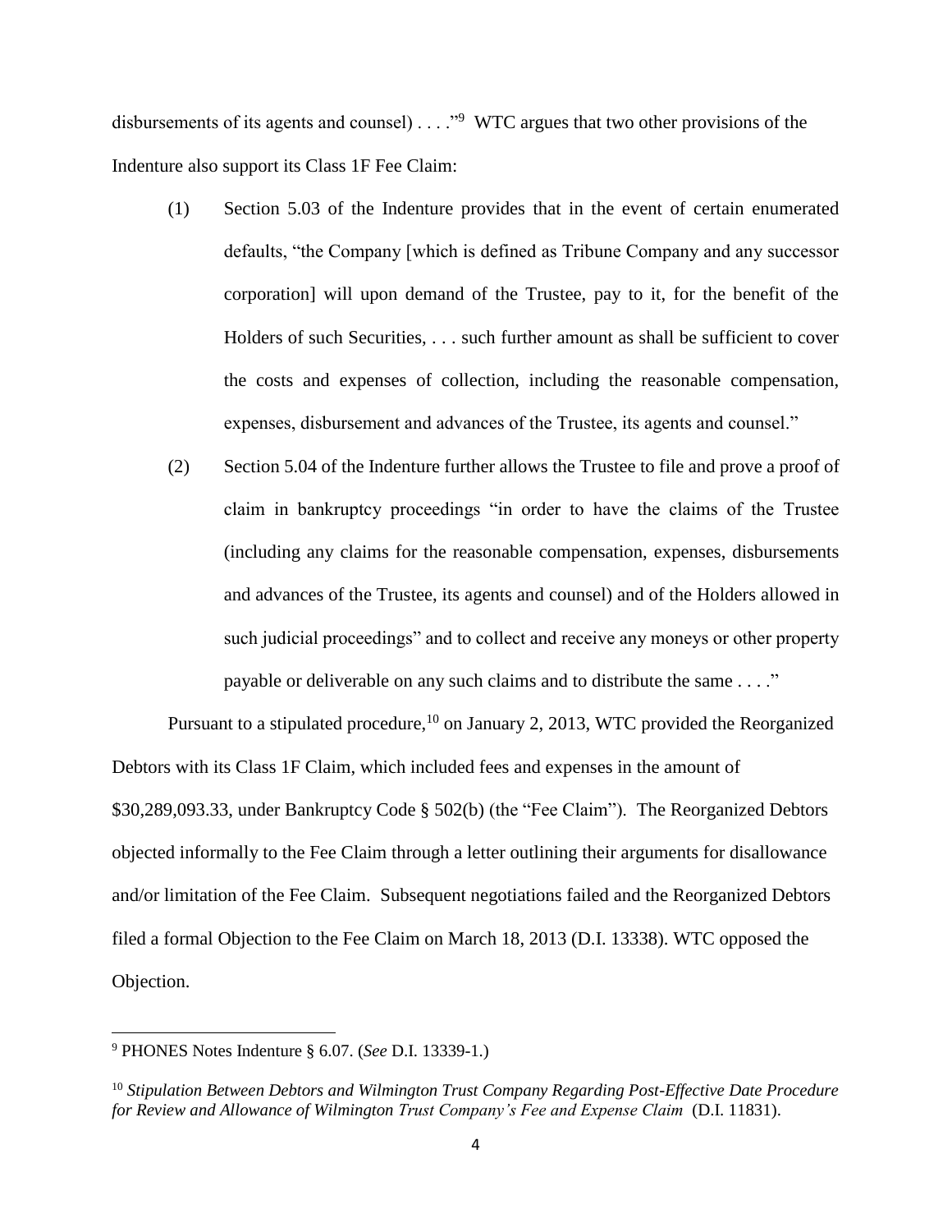disbursements of its agents and counsel) . . . ."[9] WTC argues that two other provisions of the Indenture also support its Class 1F Fee Claim:

(1) Section 5.03 of the Indenture provides that in the event of certain enumerated defaults, "the Company [which is defined as Tribune Company and any successor corporation] will upon demand of the Trustee, pay to it, for the benefit of the Holders of such Securities, . . . such further amount as shall be sufficient to cover the costs and expenses of collection, including the reasonable compensation, expenses, disbursement and advances of the Trustee, its agents and counsel."

(2) Section 5.04 of the Indenture further allows the Trustee to file and prove a proof of claim in bankruptcy proceedings "in order to have the claims of the Trustee (including any claims for the reasonable compensation, expenses, disbursements and advances of the Trustee, its agents and counsel) and of the Holders allowed in such judicial proceedings" and to collect and receive any moneys or other property payable or deliverable on any such claims and to distribute the same . . . ."

Pursuant to a stipulated procedure,[10] on January 2, 2013, WTC provided the Reorganized Debtors with its Class 1F Claim, which included fees and expenses in the amount of $30,289,093.33, under Bankruptcy Code § 502(b) (the "Fee Claim"). The Reorganized Debtors objected informally to the Fee Claim through a letter outlining their arguments for disallowance and/or limitation of the Fee Claim. Subsequent negotiations failed and the Reorganized Debtors filed a formal Objection to the Fee Claim on March 18, 2013 (D.I. 13338). WTC opposed the Objection.

---

[9] PHONES Notes Indenture § 6.07. (*See* D.I. 13339-1.)

[10] *Stipulation Between Debtors and Wilmington Trust Company Regarding Post-Effective Date Procedure for Review and Allowance of Wilmington Trust Company's Fee and Expense Claim* (D.I. 11831).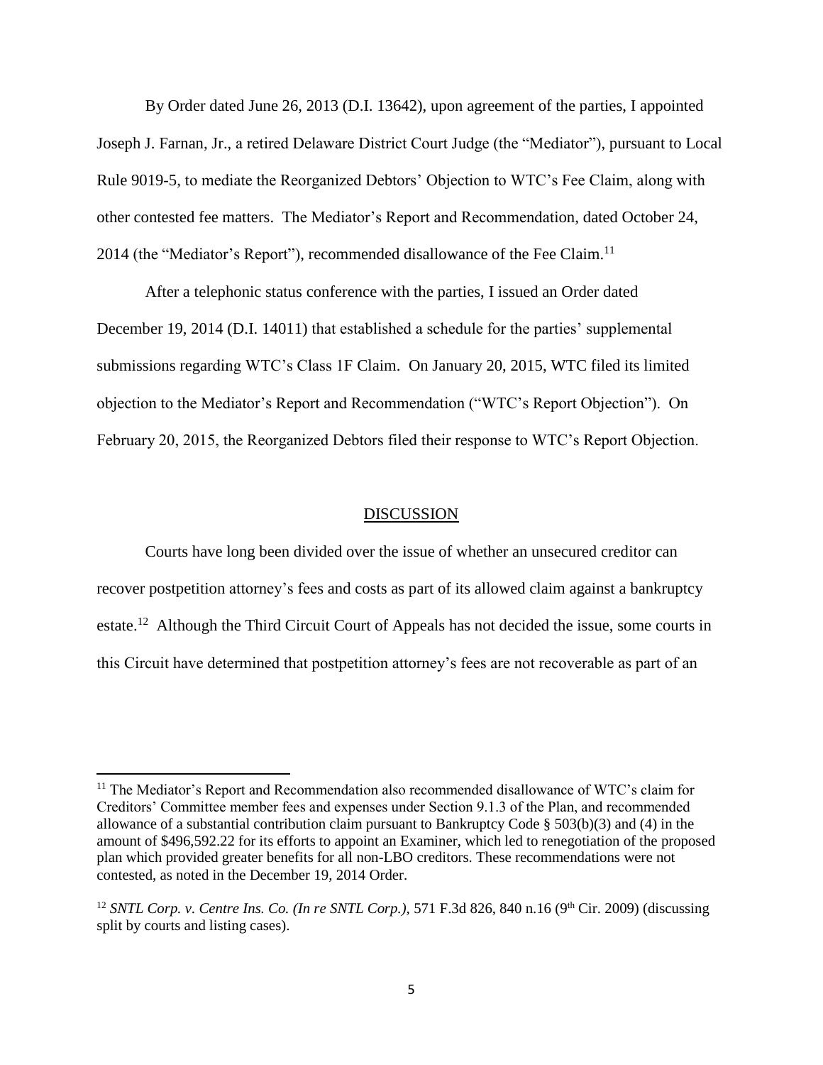By Order dated June 26, 2013 (D.I. 13642), upon agreement of the parties, I appointed Joseph J. Farnan, Jr., a retired Delaware District Court Judge (the "Mediator"), pursuant to Local Rule 9019-5, to mediate the Reorganized Debtors' Objection to WTC's Fee Claim, along with other contested fee matters. The Mediator's Report and Recommendation, dated October 24, 2014 (the "Mediator's Report"), recommended disallowance of the Fee Claim.[11]

After a telephonic status conference with the parties, I issued an Order dated December 19, 2014 (D.I. 14011) that established a schedule for the parties' supplemental submissions regarding WTC's Class 1F Claim. On January 20, 2015, WTC filed its limited objection to the Mediator's Report and Recommendation ("WTC's Report Objection"). On February 20, 2015, the Reorganized Debtors filed their response to WTC's Report Objection.

## DISCUSSION

Courts have long been divided over the issue of whether an unsecured creditor can recover postpetition attorney's fees and costs as part of its allowed claim against a bankruptcy estate.[12] Although the Third Circuit Court of Appeals has not decided the issue, some courts in this Circuit have determined that postpetition attorney's fees are not recoverable as part of an

---

[11] The Mediator's Report and Recommendation also recommended disallowance of WTC's claim for Creditors' Committee member fees and expenses under Section 9.1.3 of the Plan, and recommended allowance of a substantial contribution claim pursuant to Bankruptcy Code § 503(b)(3) and (4) in the amount of $496,592.22 for its efforts to appoint an Examiner, which led to renegotiation of the proposed plan which provided greater benefits for all non-LBO creditors. These recommendations were not contested, as noted in the December 19, 2014 Order.

[12] *SNTL Corp. v. Centre Ins. Co. (In re SNTL Corp.)*, 571 F.3d 826, 840 n.16 (9th Cir. 2009) (discussing split by courts and listing cases).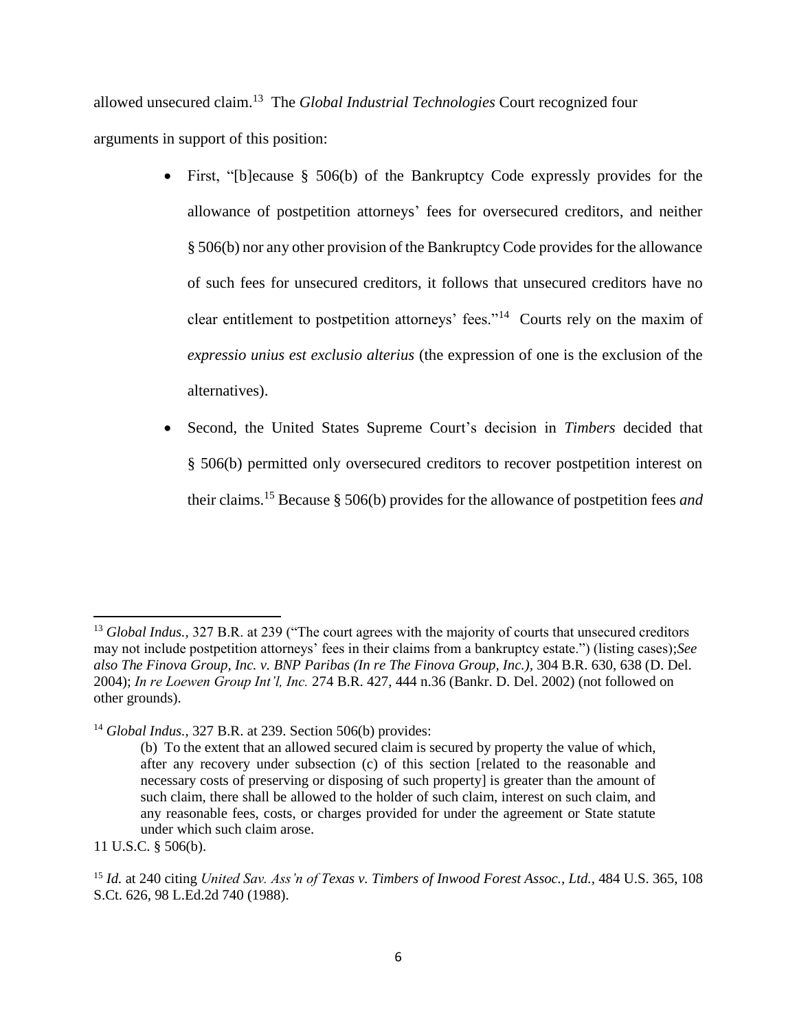allowed unsecured claim.[13] The *Global Industrial Technologies* Court recognized four arguments in support of this position:

- First, "[b]ecause § 506(b) of the Bankruptcy Code expressly provides for the allowance of postpetition attorneys' fees for oversecured creditors, and neither § 506(b) nor any other provision of the Bankruptcy Code provides for the allowance of such fees for unsecured creditors, it follows that unsecured creditors have no clear entitlement to postpetition attorneys' fees."[14] Courts rely on the maxim of *expressio unius est exclusio alterius* (the expression of one is the exclusion of the alternatives).
- Second, the United States Supreme Court's decision in *Timbers* decided that § 506(b) permitted only oversecured creditors to recover postpetition interest on their claims.[15] Because § 506(b) provides for the allowance of postpetition fees *and*

---

[13] *Global Indus.*, 327 B.R. at 239 ("The court agrees with the majority of courts that unsecured creditors may not include postpetition attorneys' fees in their claims from a bankruptcy estate.") (listing cases);*See also The Finova Group, Inc. v. BNP Paribas (In re The Finova Group, Inc.)*, 304 B.R. 630, 638 (D. Del. 2004); *In re Loewen Group Int'l, Inc.* 274 B.R. 427, 444 n.36 (Bankr. D. Del. 2002) (not followed on other grounds).

[14] *Global Indus.*, 327 B.R. at 239. Section 506(b) provides:

> (b) To the extent that an allowed secured claim is secured by property the value of which, after any recovery under subsection (c) of this section [related to the reasonable and necessary costs of preserving or disposing of such property] is greater than the amount of such claim, there shall be allowed to the holder of such claim, interest on such claim, and any reasonable fees, costs, or charges provided for under the agreement or State statute under which such claim arose.

11 U.S.C. § 506(b).

[15] *Id.* at 240 citing *United Sav. Ass'n of Texas v. Timbers of Inwood Forest Assoc., Ltd.*, 484 U.S. 365, 108 S.Ct. 626, 98 L.Ed.2d 740 (1988).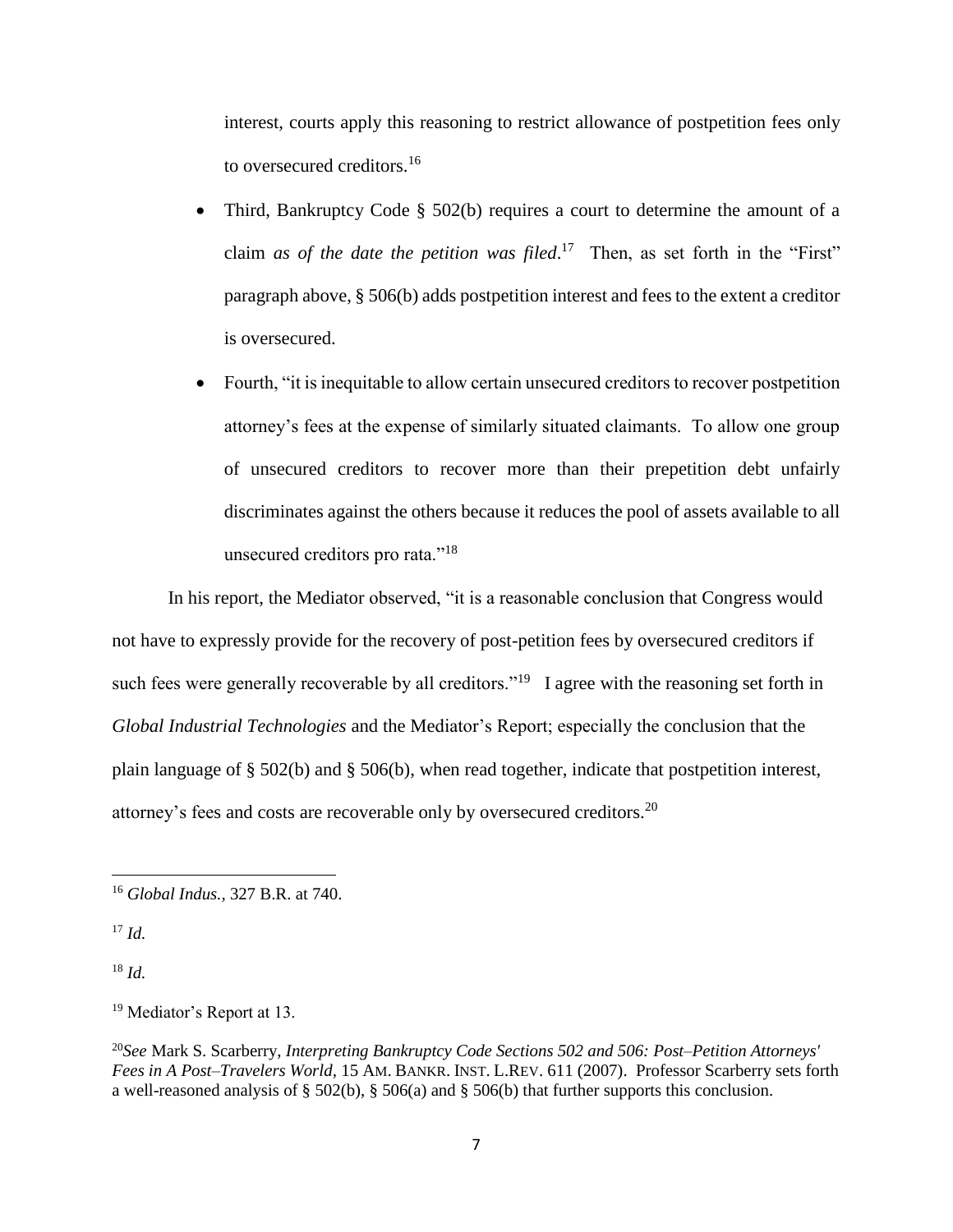interest, courts apply this reasoning to restrict allowance of postpetition fees only to oversecured creditors.[16]

- Third, Bankruptcy Code § 502(b) requires a court to determine the amount of a claim *as of the date the petition was filed*.[17] Then, as set forth in the "First" paragraph above, § 506(b) adds postpetition interest and fees to the extent a creditor is oversecured.
- Fourth, "it is inequitable to allow certain unsecured creditors to recover postpetition attorney's fees at the expense of similarly situated claimants. To allow one group of unsecured creditors to recover more than their prepetition debt unfairly discriminates against the others because it reduces the pool of assets available to all unsecured creditors pro rata."[18]

In his report, the Mediator observed, "it is a reasonable conclusion that Congress would not have to expressly provide for the recovery of post-petition fees by oversecured creditors if such fees were generally recoverable by all creditors."[19] I agree with the reasoning set forth in *Global Industrial Technologies* and the Mediator's Report; especially the conclusion that the plain language of § 502(b) and § 506(b), when read together, indicate that postpetition interest, attorney's fees and costs are recoverable only by oversecured creditors.[20]

---

[16] *Global Indus.*, 327 B.R. at 740.

[17] *Id.*

[18] *Id.*

[19] Mediator's Report at 13.

[20] *See* Mark S. Scarberry, *Interpreting Bankruptcy Code Sections 502 and 506: Post–Petition Attorneys' Fees in A Post–Travelers World*, 15 AM. BANKR. INST. L.REV. 611 (2007). Professor Scarberry sets forth a well-reasoned analysis of § 502(b), § 506(a) and § 506(b) that further supports this conclusion.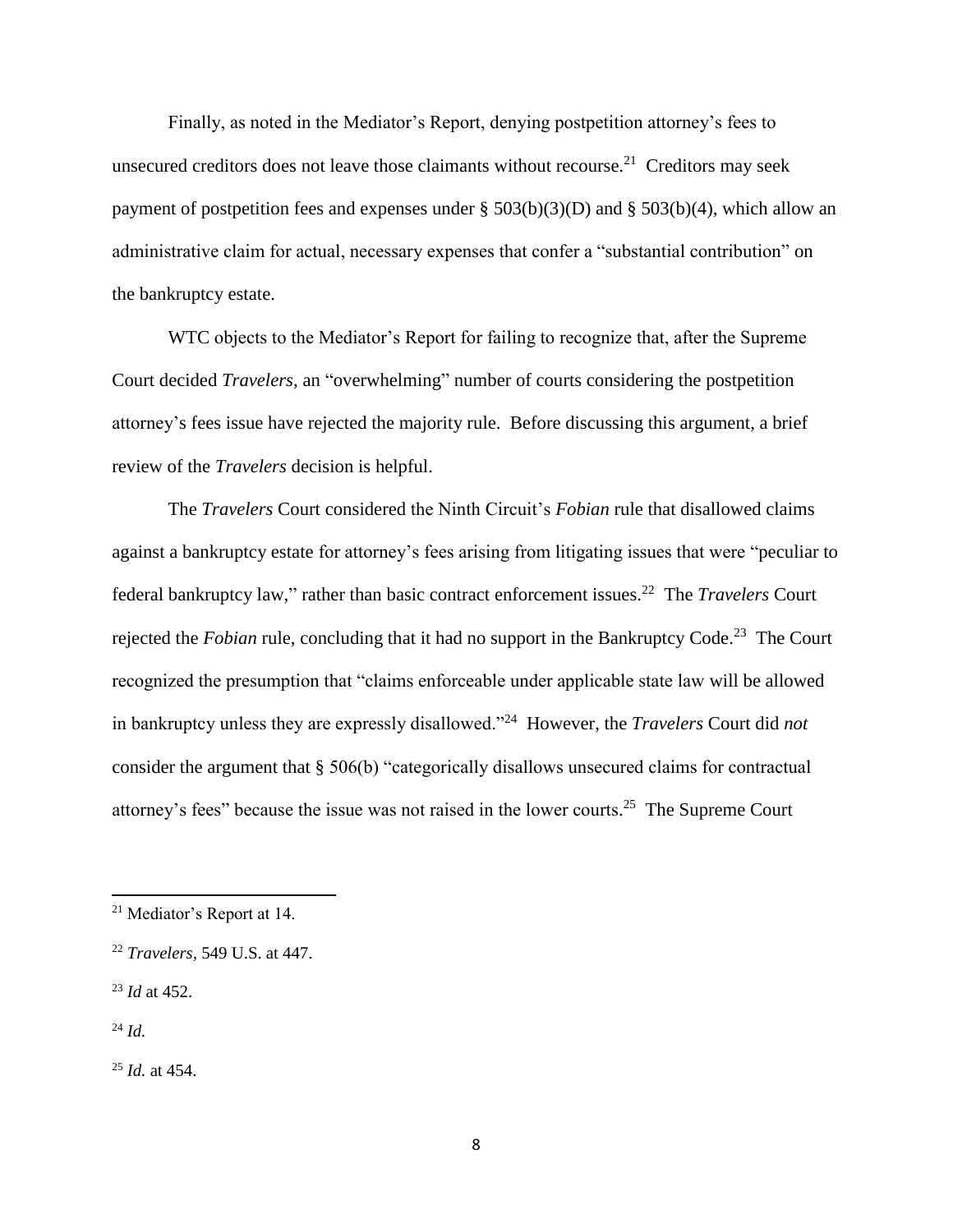Finally, as noted in the Mediator's Report, denying postpetition attorney's fees to unsecured creditors does not leave those claimants without recourse.[21] Creditors may seek payment of postpetition fees and expenses under § 503(b)(3)(D) and § 503(b)(4), which allow an administrative claim for actual, necessary expenses that confer a "substantial contribution" on the bankruptcy estate.

WTC objects to the Mediator's Report for failing to recognize that, after the Supreme Court decided *Travelers*, an "overwhelming" number of courts considering the postpetition attorney's fees issue have rejected the majority rule. Before discussing this argument, a brief review of the *Travelers* decision is helpful.

The *Travelers* Court considered the Ninth Circuit's *Fobian* rule that disallowed claims against a bankruptcy estate for attorney's fees arising from litigating issues that were "peculiar to federal bankruptcy law," rather than basic contract enforcement issues.[22] The *Travelers* Court rejected the *Fobian* rule, concluding that it had no support in the Bankruptcy Code.[23] The Court recognized the presumption that "claims enforceable under applicable state law will be allowed in bankruptcy unless they are expressly disallowed."[24] However, the *Travelers* Court did *not* consider the argument that § 506(b) "categorically disallows unsecured claims for contractual attorney's fees" because the issue was not raised in the lower courts.[25] The Supreme Court

---

[21] Mediator's Report at 14.

[22] *Travelers*, 549 U.S. at 447.

[23] *Id* at 452.

[24] *Id.*

[25] *Id.* at 454.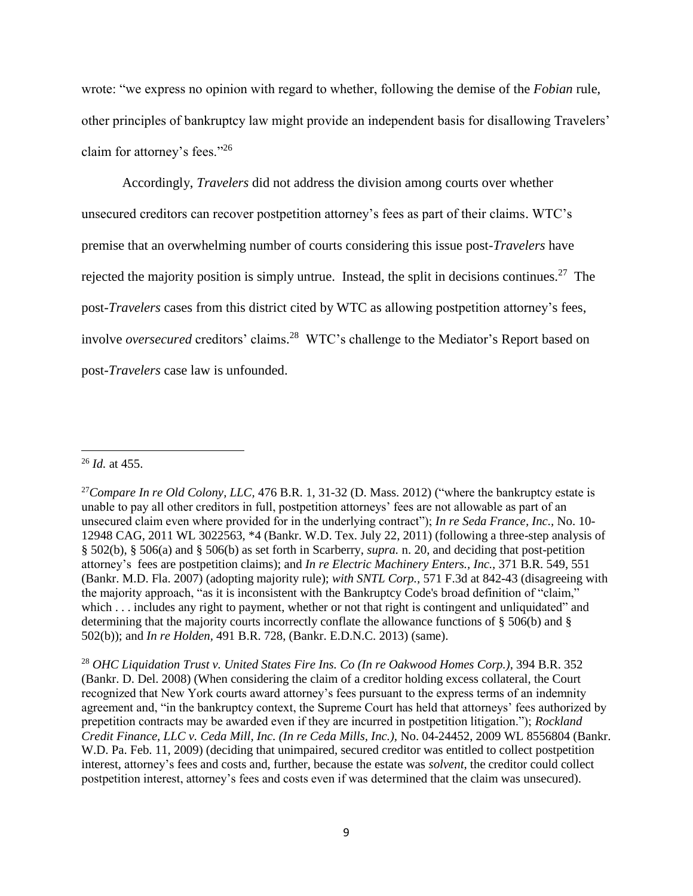wrote: "we express no opinion with regard to whether, following the demise of the *Fobian* rule, other principles of bankruptcy law might provide an independent basis for disallowing Travelers' claim for attorney's fees."[26]

Accordingly, *Travelers* did not address the division among courts over whether unsecured creditors can recover postpetition attorney's fees as part of their claims. WTC's premise that an overwhelming number of courts considering this issue post-*Travelers* have rejected the majority position is simply untrue. Instead, the split in decisions continues.[27] The post-*Travelers* cases from this district cited by WTC as allowing postpetition attorney's fees, involve *oversecured* creditors' claims.[28] WTC's challenge to the Mediator's Report based on post-*Travelers* case law is unfounded.

---

[26] *Id.* at 455.

[27] *Compare In re Old Colony, LLC*, 476 B.R. 1, 31-32 (D. Mass. 2012) ("where the bankruptcy estate is unable to pay all other creditors in full, postpetition attorneys' fees are not allowable as part of an unsecured claim even where provided for in the underlying contract"); *In re Seda France, Inc.*, No. 10-12948 CAG, 2011 WL 3022563, *4 (Bankr. W.D. Tex. July 22, 2011) (following a three-step analysis of § 502(b), § 506(a) and § 506(b) as set forth in Scarberry, *supra.* n. 20, and deciding that post-petition attorney's fees are postpetition claims); and *In re Electric Machinery Enters., Inc.*, 371 B.R. 549, 551 (Bankr. M.D. Fla. 2007) (adopting majority rule); *with SNTL Corp.*, 571 F.3d at 842-43 (disagreeing with the majority approach, "as it is inconsistent with the Bankruptcy Code's broad definition of "claim," which . . . includes any right to payment, whether or not that right is contingent and unliquidated" and determining that the majority courts incorrectly conflate the allowance functions of § 506(b) and § 502(b)); and *In re Holden*, 491 B.R. 728, (Bankr. E.D.N.C. 2013) (same).

[28] *OHC Liquidation Trust v. United States Fire Ins. Co (In re Oakwood Homes Corp.)*, 394 B.R. 352 (Bankr. D. Del. 2008) (When considering the claim of a creditor holding excess collateral, the Court recognized that New York courts award attorney's fees pursuant to the express terms of an indemnity agreement and, "in the bankruptcy context, the Supreme Court has held that attorneys' fees authorized by prepetition contracts may be awarded even if they are incurred in postpetition litigation."); *Rockland Credit Finance, LLC v. Ceda Mill, Inc. (In re Ceda Mills, Inc.),* No. 04-24452, 2009 WL 8556804 (Bankr. W.D. Pa. Feb. 11, 2009) (deciding that unimpaired, secured creditor was entitled to collect postpetition interest, attorney's fees and costs and, further, because the estate was *solvent*, the creditor could collect postpetition interest, attorney's fees and costs even if was determined that the claim was unsecured).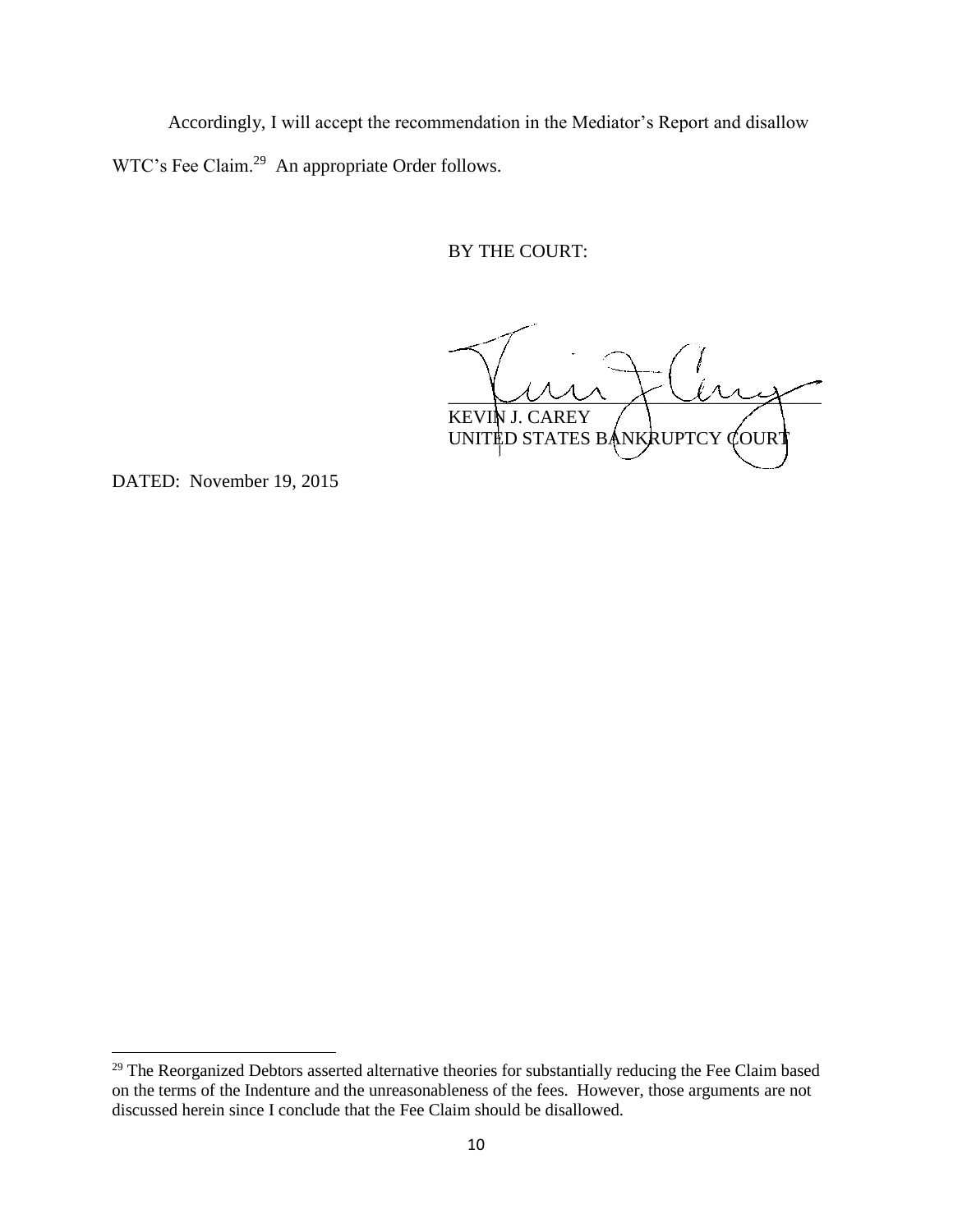Accordingly, I will accept the recommendation in the Mediator's Report and disallow WTC's Fee Claim.[29] An appropriate Order follows.

BY THE COURT:

KEVIN J. CAREY
UNITED STATES BANKRUPTCY COURT

DATED: November 19, 2015

---

[29] The Reorganized Debtors asserted alternative theories for substantially reducing the Fee Claim based on the terms of the Indenture and the unreasonableness of the fees. However, those arguments are not discussed herein since I conclude that the Fee Claim should be disallowed.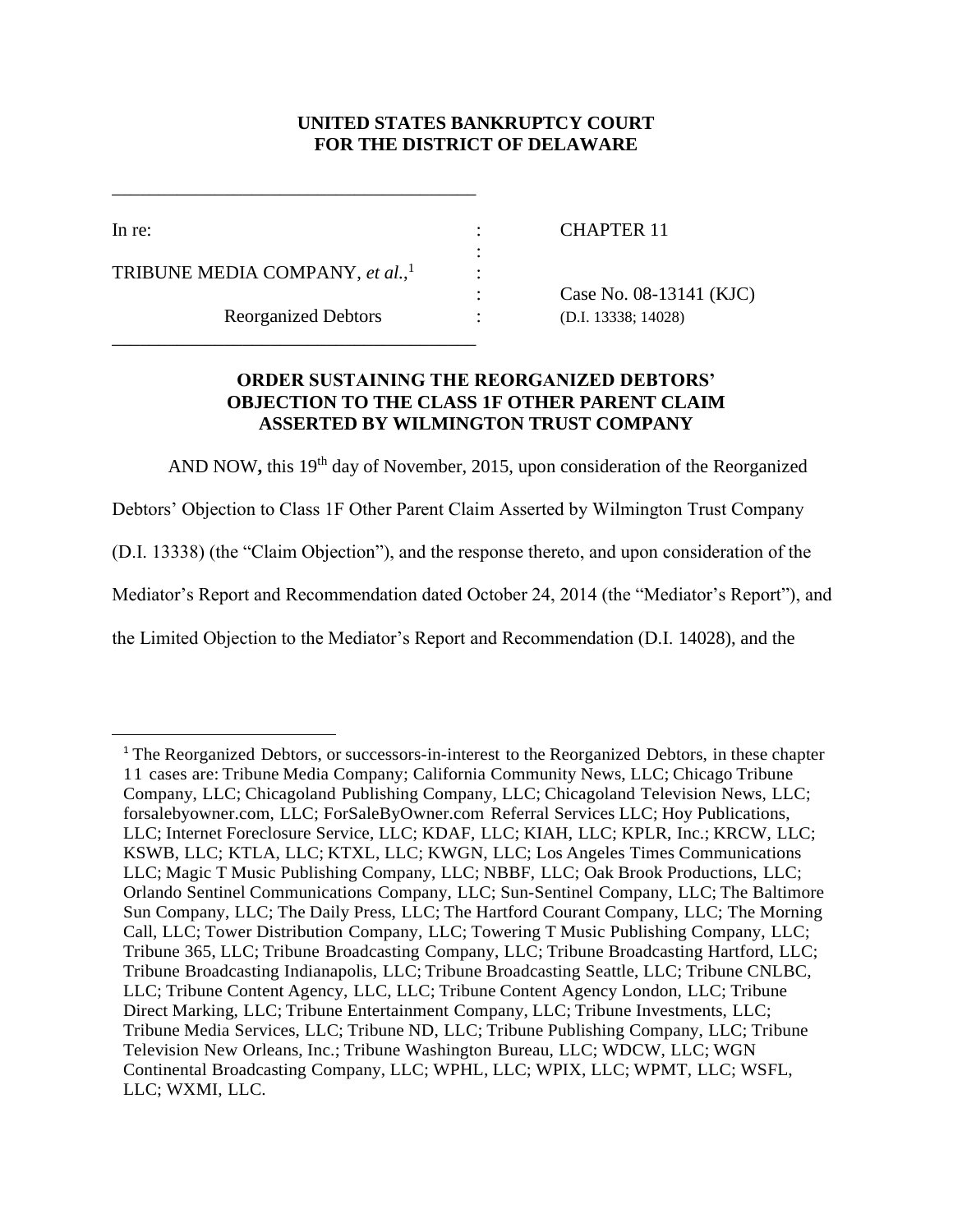**UNITED STATES BANKRUPTCY COURT**
**FOR THE DISTRICT OF DELAWARE**

| | | |
|---|---|---|
| In re: | : | CHAPTER 11 |
| | : | |
| TRIBUNE MEDIA COMPANY, *et al.*,[1] | : | |
| | : | Case No. 08-13141 (KJC) |
| Reorganized Debtors | : | (D.I. 13338; 14028) |

**ORDER SUSTAINING THE REORGANIZED DEBTORS' OBJECTION TO THE CLASS 1F OTHER PARENT CLAIM ASSERTED BY WILMINGTON TRUST COMPANY**

AND NOW**,** this 19th day of November, 2015, upon consideration of the Reorganized Debtors' Objection to Class 1F Other Parent Claim Asserted by Wilmington Trust Company (D.I. 13338) (the "Claim Objection"), and the response thereto, and upon consideration of the Mediator's Report and Recommendation dated October 24, 2014 (the "Mediator's Report"), and the Limited Objection to the Mediator's Report and Recommendation (D.I. 14028), and the

---

[1] The Reorganized Debtors, or successors-in-interest to the Reorganized Debtors, in these chapter 11 cases are: Tribune Media Company; California Community News, LLC; Chicago Tribune Company, LLC; Chicagoland Publishing Company, LLC; Chicagoland Television News, LLC; forsalebyowner.com, LLC; ForSaleByOwner.com Referral Services LLC; Hoy Publications, LLC; Internet Foreclosure Service, LLC; KDAF, LLC; KIAH, LLC; KPLR, Inc.; KRCW, LLC; KSWB, LLC; KTLA, LLC; KTXL, LLC; KWGN, LLC; Los Angeles Times Communications LLC; Magic T Music Publishing Company, LLC; NBBF, LLC; Oak Brook Productions, LLC; Orlando Sentinel Communications Company, LLC; Sun-Sentinel Company, LLC; The Baltimore Sun Company, LLC; The Daily Press, LLC; The Hartford Courant Company, LLC; The Morning Call, LLC; Tower Distribution Company, LLC; Towering T Music Publishing Company, LLC; Tribune 365, LLC; Tribune Broadcasting Company, LLC; Tribune Broadcasting Hartford, LLC; Tribune Broadcasting Indianapolis, LLC; Tribune Broadcasting Seattle, LLC; Tribune CNLBC, LLC; Tribune Content Agency, LLC, LLC; Tribune Content Agency London, LLC; Tribune Direct Marking, LLC; Tribune Entertainment Company, LLC; Tribune Investments, LLC; Tribune Media Services, LLC; Tribune ND, LLC; Tribune Publishing Company, LLC; Tribune Television New Orleans, Inc.; Tribune Washington Bureau, LLC; WDCW, LLC; WGN Continental Broadcasting Company, LLC; WPHL, LLC; WPIX, LLC; WPMT, LLC; WSFL, LLC; WXMI, LLC.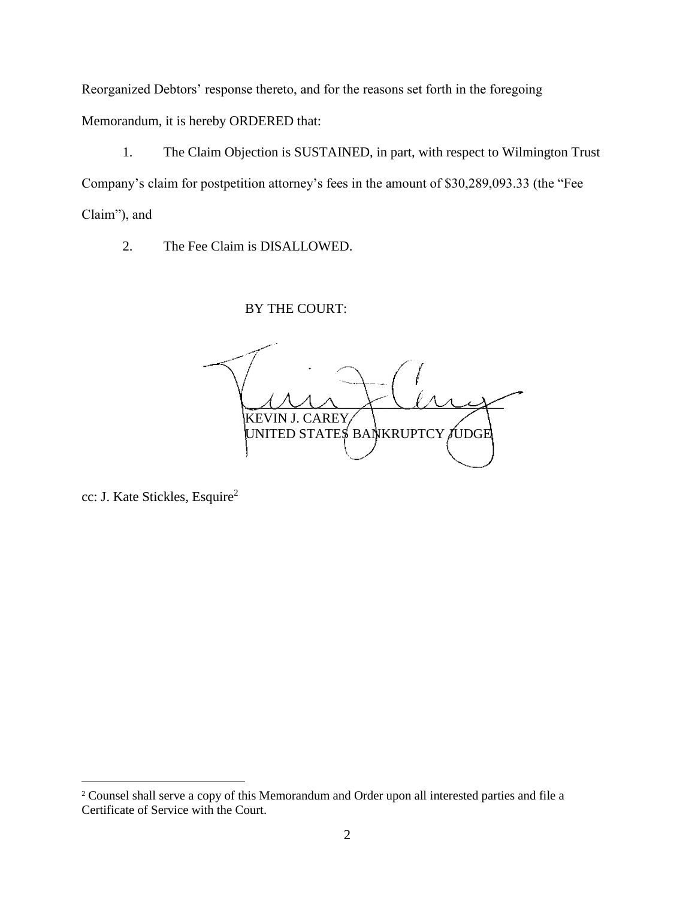Reorganized Debtors' response thereto, and for the reasons set forth in the foregoing Memorandum, it is hereby ORDERED that:

1. The Claim Objection is SUSTAINED, in part, with respect to Wilmington Trust Company's claim for postpetition attorney's fees in the amount of $30,289,093.33 (the "Fee Claim"), and

2. The Fee Claim is DISALLOWED.

BY THE COURT:

KEVIN J. CAREY
UNITED STATES BANKRUPTCY JUDGE

cc: J. Kate Stickles, Esquire[2]

[2] Counsel shall serve a copy of this Memorandum and Order upon all interested parties and file a Certificate of Service with the Court.